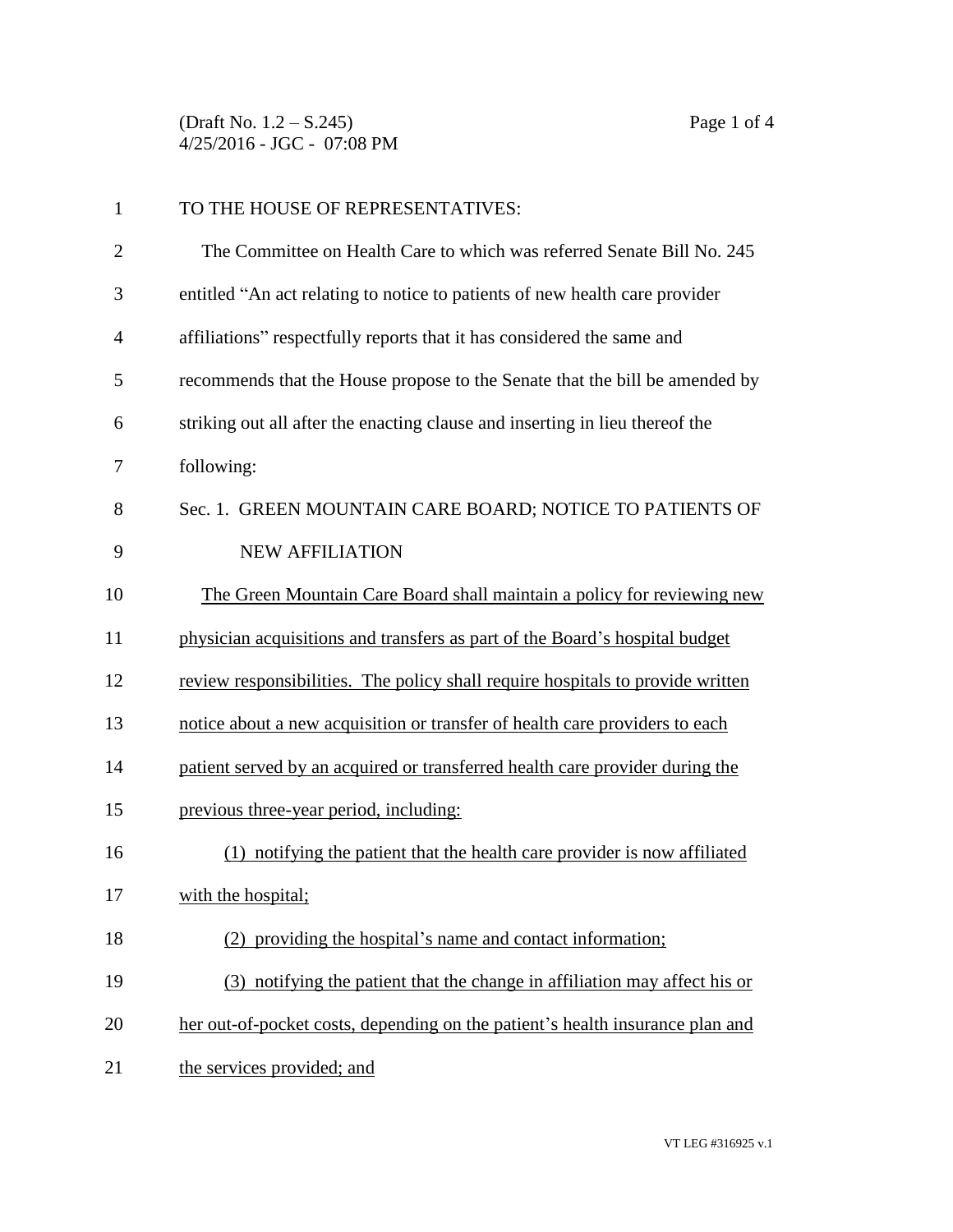TO THE HOUSE OF REPRESENTATIVES:

The Committee on Health Care to which was referred Senate Bill No. 245 entitled "An act relating to notice to patients of new health care provider affiliations" respectfully reports that it has considered the same and recommends that the House propose to the Senate that the bill be amended by striking out all after the enacting clause and inserting in lieu thereof the following:

Sec. 1. GREEN MOUNTAIN CARE BOARD; NOTICE TO PATIENTS OF NEW AFFILIATION

The Green Mountain Care Board shall maintain a policy for reviewing new physician acquisitions and transfers as part of the Board's hospital budget review responsibilities. The policy shall require hospitals to provide written notice about a new acquisition or transfer of health care providers to each patient served by an acquired or transferred health care provider during the previous three-year period, including:

(1) notifying the patient that the health care provider is now affiliated with the hospital;

(2) providing the hospital's name and contact information;

(3) notifying the patient that the change in affiliation may affect his or her out-of-pocket costs, depending on the patient's health insurance plan and the services provided; and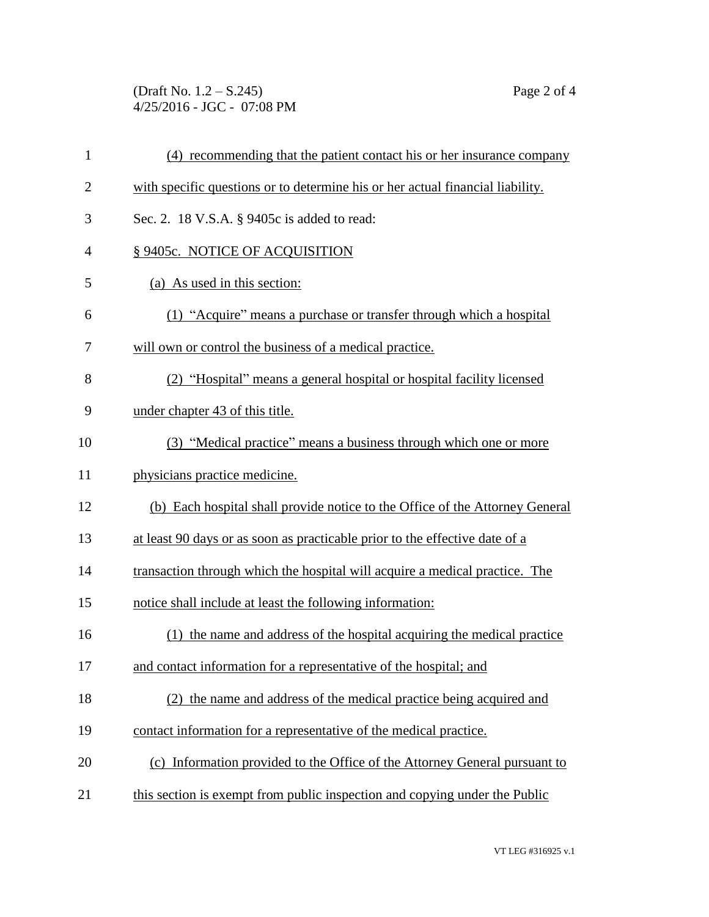(4) recommending that the patient contact his or her insurance company with specific questions or to determine his or her actual financial liability.

Sec. 2. 18 V.S.A. § 9405c is added to read:

§ 9405c. NOTICE OF ACQUISITION

(a) As used in this section:

(1) "Acquire" means a purchase or transfer through which a hospital will own or control the business of a medical practice.

(2) "Hospital" means a general hospital or hospital facility licensed under chapter 43 of this title.

(3) "Medical practice" means a business through which one or more physicians practice medicine.

(b) Each hospital shall provide notice to the Office of the Attorney General at least 90 days or as soon as practicable prior to the effective date of a transaction through which the hospital will acquire a medical practice. The notice shall include at least the following information:

(1) the name and address of the hospital acquiring the medical practice and contact information for a representative of the hospital; and

(2) the name and address of the medical practice being acquired and contact information for a representative of the medical practice.

(c) Information provided to the Office of the Attorney General pursuant to this section is exempt from public inspection and copying under the Public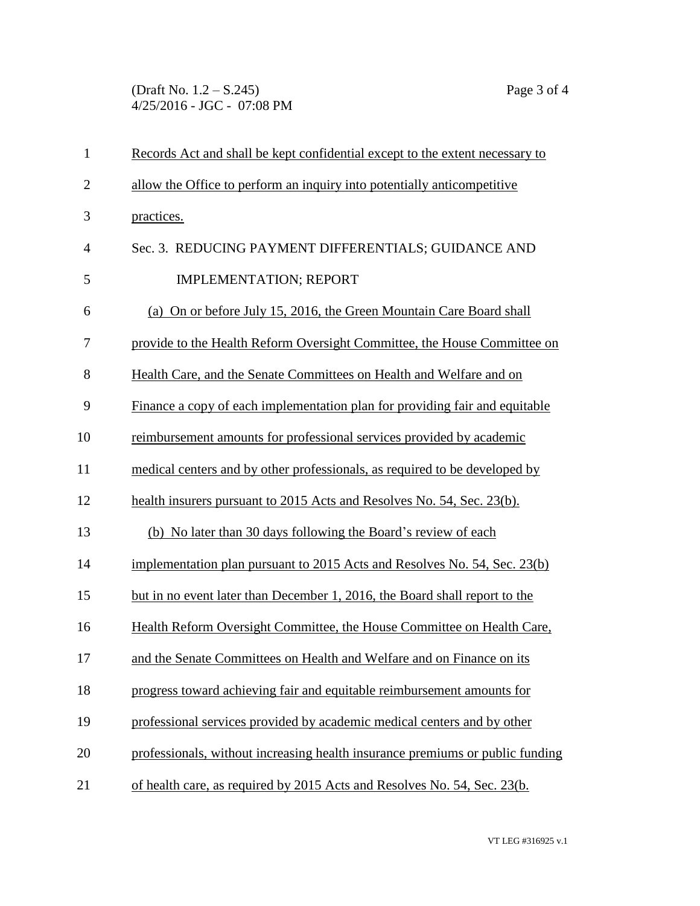Records Act and shall be kept confidential except to the extent necessary to allow the Office to perform an inquiry into potentially anticompetitive practices.

Sec. 3. REDUCING PAYMENT DIFFERENTIALS; GUIDANCE AND IMPLEMENTATION; REPORT

(a) On or before July 15, 2016, the Green Mountain Care Board shall provide to the Health Reform Oversight Committee, the House Committee on Health Care, and the Senate Committees on Health and Welfare and on Finance a copy of each implementation plan for providing fair and equitable reimbursement amounts for professional services provided by academic medical centers and by other professionals, as required to be developed by health insurers pursuant to 2015 Acts and Resolves No. 54, Sec. 23(b).

(b) No later than 30 days following the Board's review of each implementation plan pursuant to 2015 Acts and Resolves No. 54, Sec. 23(b) but in no event later than December 1, 2016, the Board shall report to the Health Reform Oversight Committee, the House Committee on Health Care, and the Senate Committees on Health and Welfare and on Finance on its progress toward achieving fair and equitable reimbursement amounts for professional services provided by academic medical centers and by other professionals, without increasing health insurance premiums or public funding of health care, as required by 2015 Acts and Resolves No. 54, Sec. 23(b.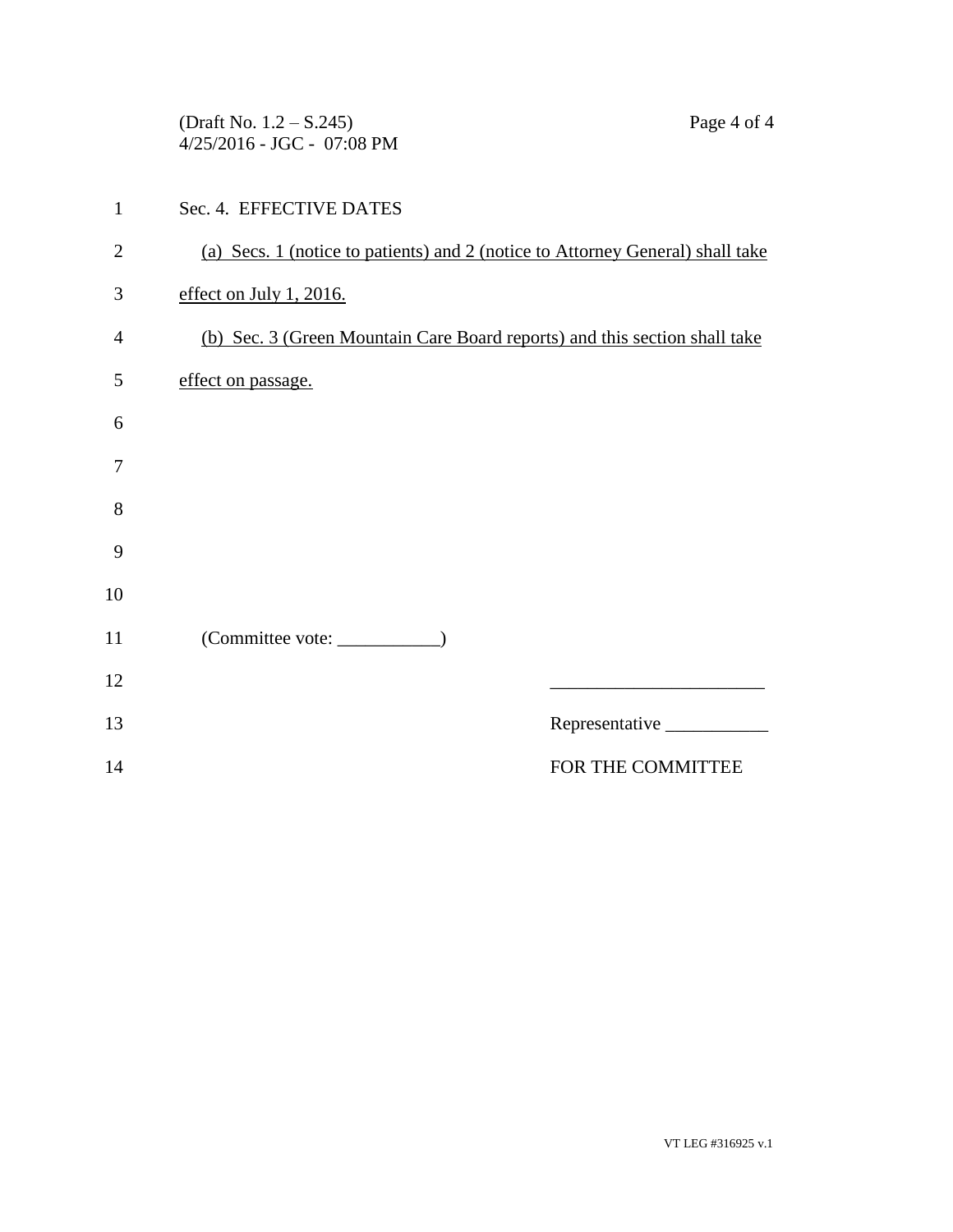Sec. 4. EFFECTIVE DATES

(a) Secs. 1 (notice to patients) and 2 (notice to Attorney General) shall take effect on July 1, 2016.

(b) Sec. 3 (Green Mountain Care Board reports) and this section shall take effect on passage.

(Committee vote: ___________)

_______________________

Representative ___________

FOR THE COMMITTEE